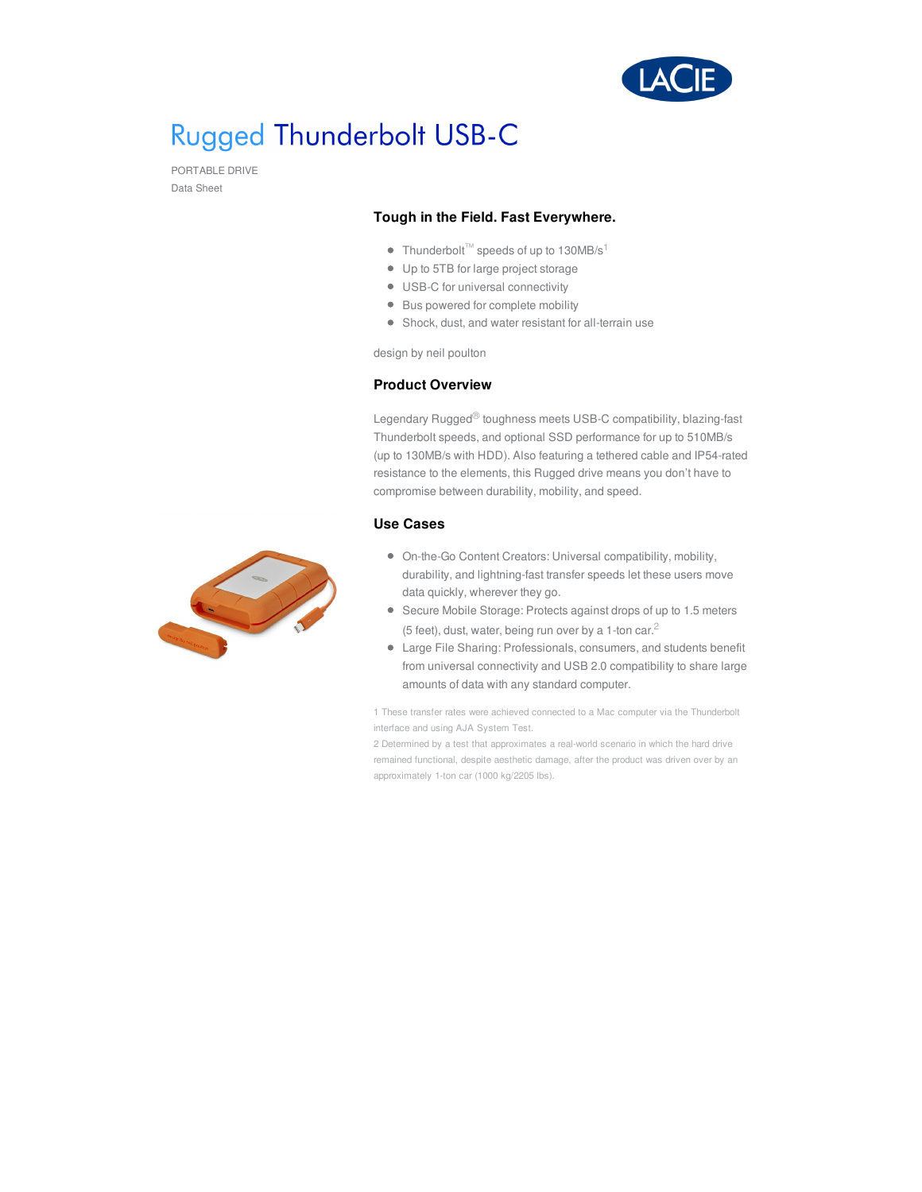# Rugged Thunderbolt USB-C

PORTABLE DRIVE
Data Sheet

## Tough in the Field. Fast Everywhere.

- Thunderbolt™ speeds of up to 130MB/s[1]
- Up to 5TB for large project storage
- USB-C for universal connectivity
- Bus powered for complete mobility
- Shock, dust, and water resistant for all-terrain use

design by neil poulton

## Product Overview

Legendary Rugged® toughness meets USB-C compatibility, blazing-fast Thunderbolt speeds, and optional SSD performance for up to 510MB/s (up to 130MB/s with HDD). Also featuring a tethered cable and IP54-rated resistance to the elements, this Rugged drive means you don't have to compromise between durability, mobility, and speed.

## Use Cases

- On-the-Go Content Creators: Universal compatibility, mobility, durability, and lightning-fast transfer speeds let these users move data quickly, wherever they go.
- Secure Mobile Storage: Protects against drops of up to 1.5 meters (5 feet), dust, water, being run over by a 1-ton car.[2]
- Large File Sharing: Professionals, consumers, and students benefit from universal connectivity and USB 2.0 compatibility to share large amounts of data with any standard computer.

1 These transfer rates were achieved connected to a Mac computer via the Thunderbolt interface and using AJA System Test.
2 Determined by a test that approximates a real-world scenario in which the hard drive remained functional, despite aesthetic damage, after the product was driven over by an approximately 1-ton car (1000 kg/2205 lbs).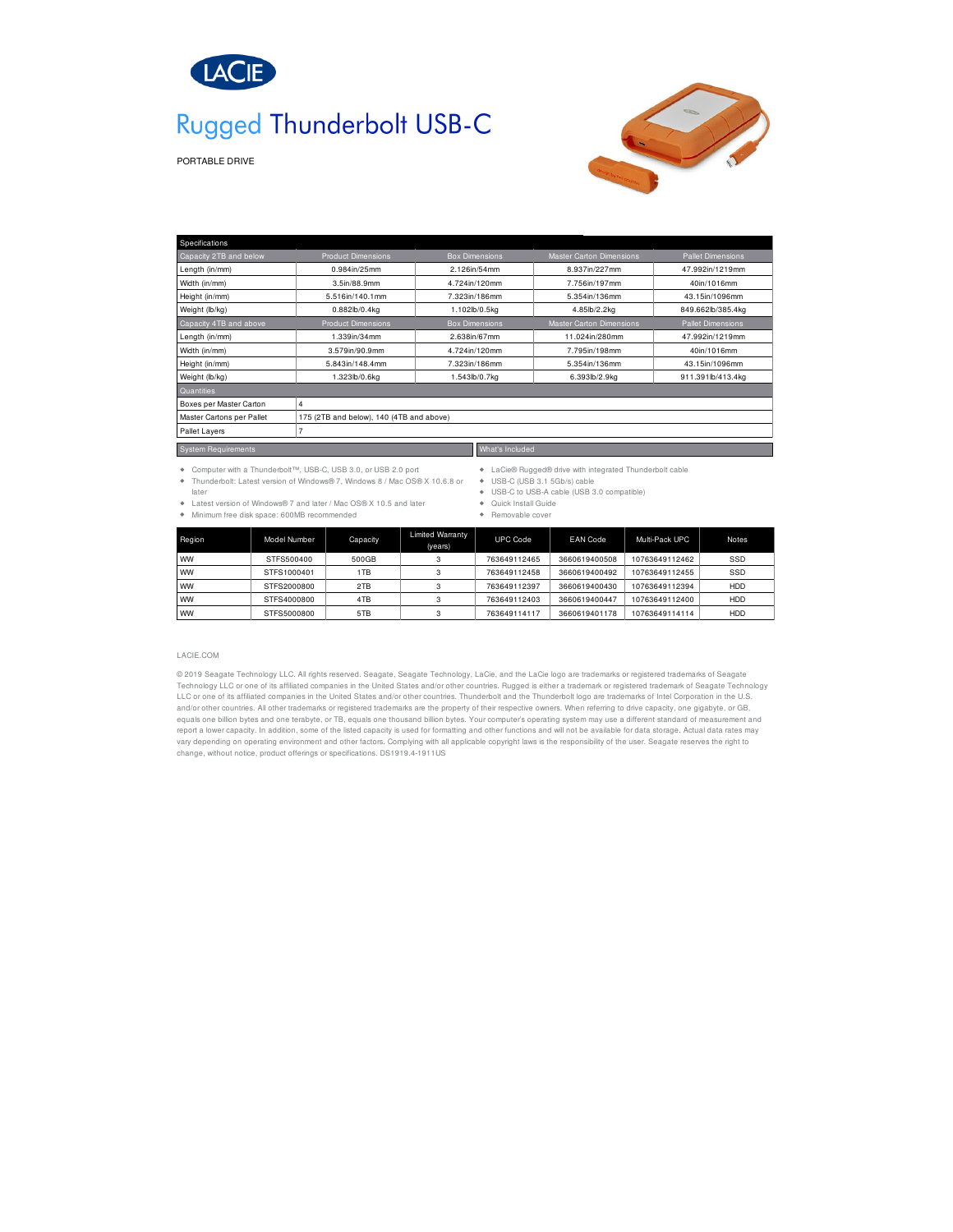# Rugged Thunderbolt USB-C

PORTABLE DRIVE

| Specifications | | | | |
|---|---|---|---|---|
| Capacity 2TB and below | Product Dimensions | Box Dimensions | Master Carton Dimensions | Pallet Dimensions |
| Length (in/mm) | 0.984in/25mm | 2.126in/54mm | 8.937in/227mm | 47.992in/1219mm |
| Width (in/mm) | 3.5in/88.9mm | 4.724in/120mm | 7.756in/197mm | 40in/1016mm |
| Height (in/mm) | 5.516in/140.1mm | 7.323in/186mm | 5.354in/136mm | 43.15in/1096mm |
| Weight (lb/kg) | 0.882lb/0.4kg | 1.102lb/0.5kg | 4.85lb/2.2kg | 849.662lb/385.4kg |
| Capacity 4TB and above | Product Dimensions | Box Dimensions | Master Carton Dimensions | Pallet Dimensions |
| Length (in/mm) | 1.339in/34mm | 2.638in/67mm | 11.024in/280mm | 47.992in/1219mm |
| Width (in/mm) | 3.579in/90.9mm | 4.724in/120mm | 7.795in/198mm | 40in/1016mm |
| Height (in/mm) | 5.843in/148.4mm | 7.323in/186mm | 5.354in/136mm | 43.15in/1096mm |
| Weight (lb/kg) | 1.323lb/0.6kg | 1.543lb/0.7kg | 6.393lb/2.9kg | 911.391lb/413.4kg |
| Quantities | | | | |
| Boxes per Master Carton | 4 | | | |
| Master Cartons per Pallet | 175 (2TB and below), 140 (4TB and above) | | | |
| Pallet Layers | 7 | | | |

### System Requirements

- Computer with a Thunderbolt™, USB-C, USB 3.0, or USB 2.0 port
- Thunderbolt: Latest version of Windows® 7, Windows 8 / Mac OS® X 10.6.8 or later
- Latest version of Windows® 7 and later / Mac OS® X 10.5 and later
- Minimum free disk space: 600MB recommended

### What's Included

- LaCie® Rugged® drive with integrated Thunderbolt cable
- USB-C (USB 3.1 5Gb/s) cable
- USB-C to USB-A cable (USB 3.0 compatible)
- Quick Install Guide
- Removable cover

| Region | Model Number | Capacity | Limited Warranty (years) | UPC Code | EAN Code | Multi-Pack UPC | Notes |
|---|---|---|---|---|---|---|---|
| WW | STFS500400 | 500GB | 3 | 763649112465 | 3660619400508 | 10763649112462 | SSD |
| WW | STFS1000401 | 1TB | 3 | 763649112458 | 3660619400492 | 10763649112455 | SSD |
| WW | STFS2000800 | 2TB | 3 | 763649112397 | 3660619400430 | 10763649112394 | HDD |
| WW | STFS4000800 | 4TB | 3 | 763649112403 | 3660619400447 | 10763649112400 | HDD |
| WW | STFS5000800 | 5TB | 3 | 763649114117 | 3660619401178 | 10763649114114 | HDD |

LACIE.COM

© 2019 Seagate Technology LLC. All rights reserved. Seagate, Seagate Technology, LaCie, and the LaCie logo are trademarks or registered trademarks of Seagate Technology LLC or one of its affiliated companies in the United States and/or other countries. Rugged is either a trademark or registered trademark of Seagate Technology LLC or one of its affiliated companies in the United States and/or other countries. Thunderbolt and the Thunderbolt logo are trademarks of Intel Corporation in the U.S. and/or other countries. All other trademarks or registered trademarks are the property of their respective owners. When referring to drive capacity, one gigabyte, or GB, equals one billion bytes and one terabyte, or TB, equals one thousand billion bytes. Your computer's operating system may use a different standard of measurement and report a lower capacity. In addition, some of the listed capacity is used for formatting and other functions and will not be available for data storage. Actual data rates may vary depending on operating environment and other factors. Complying with all applicable copyright laws is the responsibility of the user. Seagate reserves the right to change, without notice, product offerings or specifications. DS1919.4-1911US